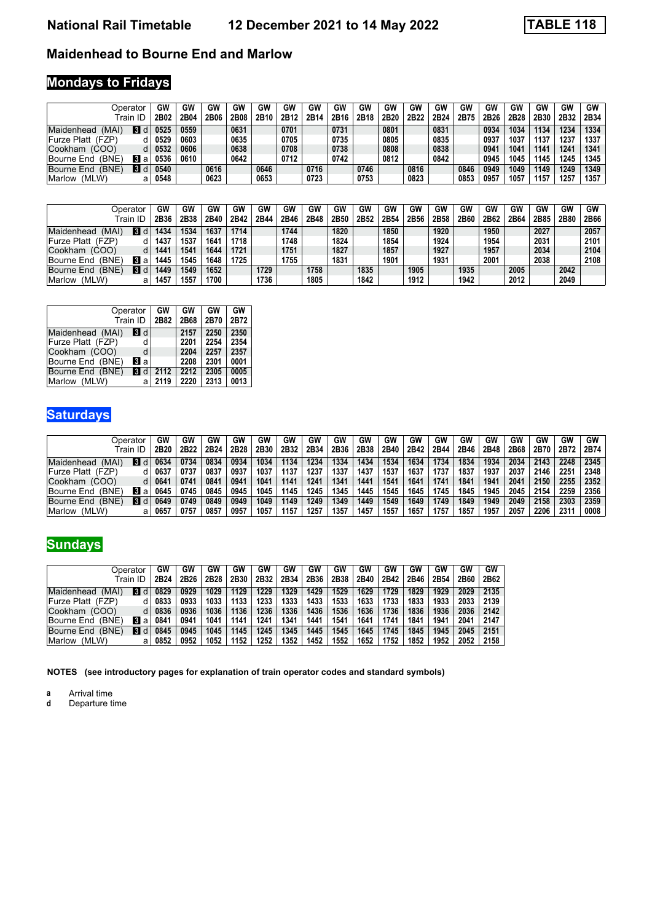# National Rail Timetable 12 December 2021 to 14 May 2022 **TABLE 118**

## Maidenhead to Bourne End and Marlow

## Mondays to Fridays

| Operator<br>Train ID | | GW<br>2B02 | GW<br>2B04 | GW<br>2B06 | GW<br>2B08 | GW<br>2B10 | GW<br>2B12 | GW<br>2B14 | GW<br>2B16 | GW<br>2B18 | GW<br>2B20 | GW<br>2B22 | GW<br>2B24 | GW<br>2B75 | GW<br>2B26 | GW<br>2B28 | GW<br>2B30 | GW<br>2B32 | GW<br>2B34 |
|---|---|---|---|---|---|---|---|---|---|---|---|---|---|---|---|---|---|---|---|
| Maidenhead (MAI) | 3 d | 0525 | 0559 | | 0631 | | 0701 | | 0731 | | 0801 | | 0831 | | 0934 | 1034 | 1134 | 1234 | 1334 |
| Furze Platt (FZP) | d | 0529 | 0603 | | 0635 | | 0705 | | 0735 | | 0805 | | 0835 | | 0937 | 1037 | 1137 | 1237 | 1337 |
| Cookham (COO) | d | 0532 | 0606 | | 0638 | | 0708 | | 0738 | | 0808 | | 0838 | | 0941 | 1041 | 1141 | 1241 | 1341 |
| Bourne End (BNE) | 3 a | 0536 | 0610 | | 0642 | | 0712 | | 0742 | | 0812 | | 0842 | | 0945 | 1045 | 1145 | 1245 | 1345 |
| Bourne End (BNE) | 3 d | 0540 | | 0616 | | 0646 | | 0716 | | 0746 | | 0816 | | 0846 | 0949 | 1049 | 1149 | 1249 | 1349 |
| Marlow (MLW) | a | 0548 | | 0623 | | 0653 | | 0723 | | 0753 | | 0823 | | 0853 | 0957 | 1057 | 1157 | 1257 | 1357 |

| Operator<br>Train ID | | GW<br>2B36 | GW<br>2B38 | GW<br>2B40 | GW<br>2B42 | GW<br>2B44 | GW<br>2B46 | GW<br>2B48 | GW<br>2B50 | GW<br>2B52 | GW<br>2B54 | GW<br>2B56 | GW<br>2B58 | GW<br>2B60 | GW<br>2B62 | GW<br>2B64 | GW<br>2B85 | GW<br>2B80 | GW<br>2B66 |
|---|---|---|---|---|---|---|---|---|---|---|---|---|---|---|---|---|---|---|---|
| Maidenhead (MAI) | 3 d | 1434 | 1534 | 1637 | 1714 | | 1744 | | 1820 | | 1850 | | 1920 | | 1950 | | 2027 | | 2057 |
| Furze Platt (FZP) | d | 1437 | 1537 | 1641 | 1718 | | 1748 | | 1824 | | 1854 | | 1924 | | 1954 | | 2031 | | 2101 |
| Cookham (COO) | d | 1441 | 1541 | 1644 | 1721 | | 1751 | | 1827 | | 1857 | | 1927 | | 1957 | | 2034 | | 2104 |
| Bourne End (BNE) | 3 a | 1445 | 1545 | 1648 | 1725 | | 1755 | | 1831 | | 1901 | | 1931 | | 2001 | | 2038 | | 2108 |
| Bourne End (BNE) | 3 d | 1449 | 1549 | 1652 | | 1729 | | 1758 | | 1835 | | 1905 | | 1935 | | 2005 | | 2042 | |
| Marlow (MLW) | a | 1457 | 1557 | 1700 | | 1736 | | 1805 | | 1842 | | 1912 | | 1942 | | 2012 | | 2049 | |

| Operator<br>Train ID | | GW<br>2B82 | GW<br>2B68 | GW<br>2B70 | GW<br>2B72 |
|---|---|---|---|---|---|
| Maidenhead (MAI) | 3 d | | 2157 | 2250 | 2350 |
| Furze Platt (FZP) | d | | 2201 | 2254 | 2354 |
| Cookham (COO) | d | | 2204 | 2257 | 2357 |
| Bourne End (BNE) | 3 a | | 2208 | 2301 | 0001 |
| Bourne End (BNE) | 3 d | 2112 | 2212 | 2305 | 0005 |
| Marlow (MLW) | a | 2119 | 2220 | 2313 | 0013 |

## Saturdays

| Operator<br>Train ID | | GW<br>2B20 | GW<br>2B22 | GW<br>2B24 | GW<br>2B28 | GW<br>2B30 | GW<br>2B32 | GW<br>2B34 | GW<br>2B36 | GW<br>2B38 | GW<br>2B40 | GW<br>2B42 | GW<br>2B44 | GW<br>2B46 | GW<br>2B48 | GW<br>2B68 | GW<br>2B70 | GW<br>2B72 | GW<br>2B74 |
|---|---|---|---|---|---|---|---|---|---|---|---|---|---|---|---|---|---|---|---|
| Maidenhead (MAI) | 3 d | 0634 | 0734 | 0834 | 0934 | 1034 | 1134 | 1234 | 1334 | 1434 | 1534 | 1634 | 1734 | 1834 | 1934 | 2034 | 2143 | 2248 | 2345 |
| Furze Platt (FZP) | d | 0637 | 0737 | 0837 | 0937 | 1037 | 1137 | 1237 | 1337 | 1437 | 1537 | 1637 | 1737 | 1837 | 1937 | 2037 | 2146 | 2251 | 2348 |
| Cookham (COO) | d | 0641 | 0741 | 0841 | 0941 | 1041 | 1141 | 1241 | 1341 | 1441 | 1541 | 1641 | 1741 | 1841 | 1941 | 2041 | 2150 | 2255 | 2352 |
| Bourne End (BNE) | 3 a | 0645 | 0745 | 0845 | 0945 | 1045 | 1145 | 1245 | 1345 | 1445 | 1545 | 1645 | 1745 | 1845 | 1945 | 2045 | 2154 | 2259 | 2356 |
| Bourne End (BNE) | 3 d | 0649 | 0749 | 0849 | 0949 | 1049 | 1149 | 1249 | 1349 | 1449 | 1549 | 1649 | 1749 | 1849 | 1949 | 2049 | 2158 | 2303 | 2359 |
| Marlow (MLW) | a | 0657 | 0757 | 0857 | 0957 | 1057 | 1157 | 1257 | 1357 | 1457 | 1557 | 1657 | 1757 | 1857 | 1957 | 2057 | 2206 | 2311 | 0008 |

## Sundays

| Operator<br>Train ID | | GW<br>2B24 | GW<br>2B26 | GW<br>2B28 | GW<br>2B30 | GW<br>2B32 | GW<br>2B34 | GW<br>2B36 | GW<br>2B38 | GW<br>2B40 | GW<br>2B42 | GW<br>2B46 | GW<br>2B54 | GW<br>2B60 | GW<br>2B62 |
|---|---|---|---|---|---|---|---|---|---|---|---|---|---|---|---|
| Maidenhead (MAI) | 3 d | 0829 | 0929 | 1029 | 1129 | 1229 | 1329 | 1429 | 1529 | 1629 | 1729 | 1829 | 1929 | 2029 | 2135 |
| Furze Platt (FZP) | d | 0833 | 0933 | 1033 | 1133 | 1233 | 1333 | 1433 | 1533 | 1633 | 1733 | 1833 | 1933 | 2033 | 2139 |
| Cookham (COO) | d | 0836 | 0936 | 1036 | 1136 | 1236 | 1336 | 1436 | 1536 | 1636 | 1736 | 1836 | 1936 | 2036 | 2142 |
| Bourne End (BNE) | 3 a | 0841 | 0941 | 1041 | 1141 | 1241 | 1341 | 1441 | 1541 | 1641 | 1741 | 1841 | 1941 | 2041 | 2147 |
| Bourne End (BNE) | 3 d | 0845 | 0945 | 1045 | 1145 | 1245 | 1345 | 1445 | 1545 | 1645 | 1745 | 1845 | 1945 | 2045 | 2151 |
| Marlow (MLW) | a | 0852 | 0952 | 1052 | 1152 | 1252 | 1352 | 1452 | 1552 | 1652 | 1752 | 1852 | 1952 | 2052 | 2158 |

**NOTES (see introductory pages for explanation of train operator codes and standard symbols)**

**a** Arrival time
**d** Departure time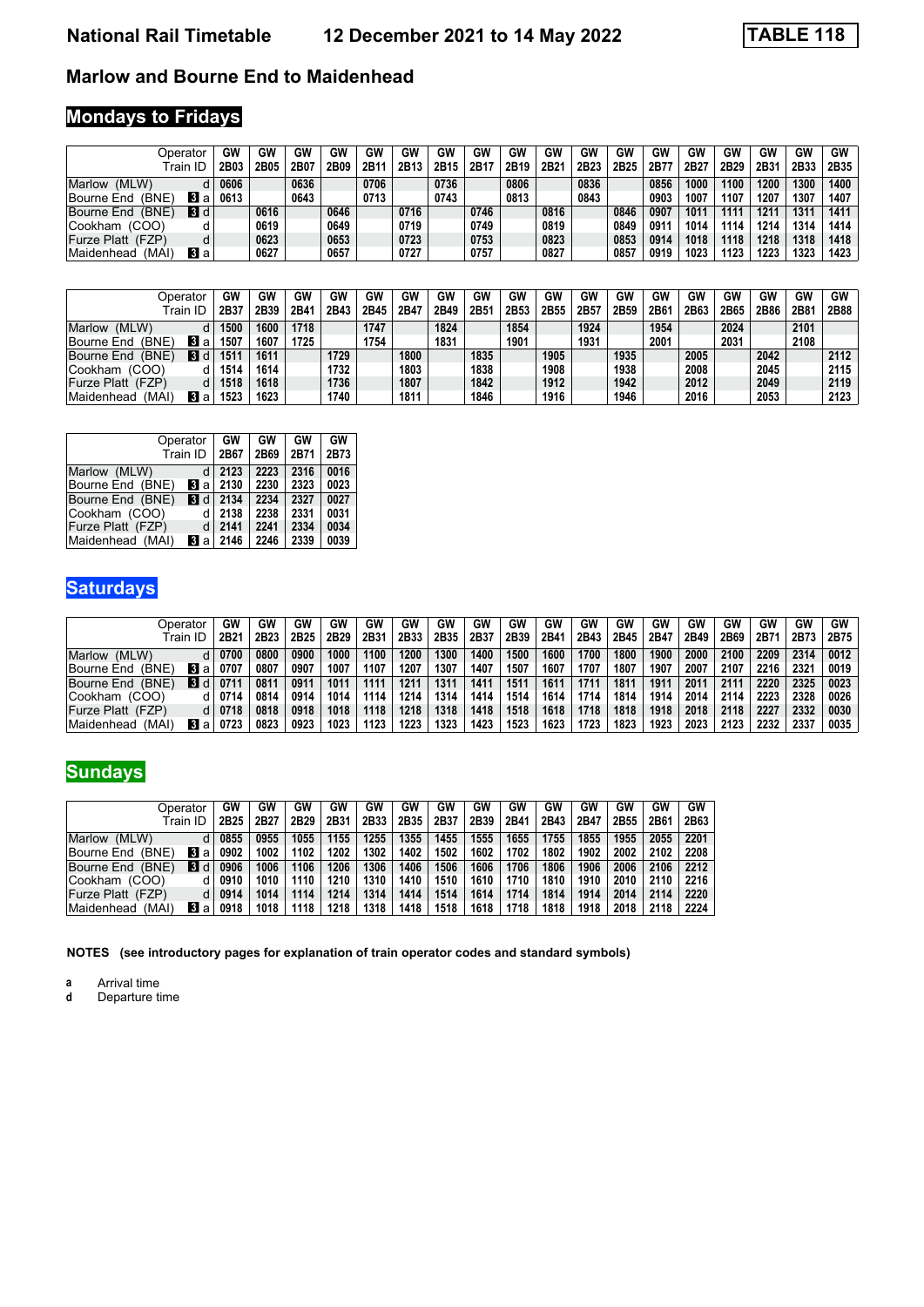# National Rail Timetable — 12 December 2021 to 14 May 2022 — TABLE 118

## Marlow and Bourne End to Maidenhead

## Mondays to Fridays

| Operator | | GW | GW | GW | GW | GW | GW | GW | GW | GW | GW | GW | GW | GW | GW | GW | GW | GW | GW |
|---|---|---|---|---|---|---|---|---|---|---|---|---|---|---|---|---|---|---|---|
| Train ID | | 2B03 | 2B05 | 2B07 | 2B09 | 2B11 | 2B13 | 2B15 | 2B17 | 2B19 | 2B21 | 2B23 | 2B25 | 2B77 | 2B27 | 2B29 | 2B31 | 2B33 | 2B35 |
| Marlow (MLW) | d | 0606 | | 0636 | | 0706 | | 0736 | | 0806 | | 0836 | | 0856 | 1000 | 1100 | 1200 | 1300 | 1400 |
| Bourne End (BNE) | 3 a | 0613 | | 0643 | | 0713 | | 0743 | | 0813 | | 0843 | | 0903 | 1007 | 1107 | 1207 | 1307 | 1407 |
| Bourne End (BNE) | 3 d | | 0616 | | 0646 | | 0716 | | 0746 | | 0816 | | 0846 | 0907 | 1011 | 1111 | 1211 | 1311 | 1411 |
| Cookham (COO) | d | | 0619 | | 0649 | | 0719 | | 0749 | | 0819 | | 0849 | 0911 | 1014 | 1114 | 1214 | 1314 | 1414 |
| Furze Platt (FZP) | d | | 0623 | | 0653 | | 0723 | | 0753 | | 0823 | | 0853 | 0914 | 1018 | 1118 | 1218 | 1318 | 1418 |
| Maidenhead (MAI) | 3 a | | 0627 | | 0657 | | 0727 | | 0757 | | 0827 | | 0857 | 0919 | 1023 | 1123 | 1223 | 1323 | 1423 |

| Operator | | GW | GW | GW | GW | GW | GW | GW | GW | GW | GW | GW | GW | GW | GW | GW | GW | GW | GW |
|---|---|---|---|---|---|---|---|---|---|---|---|---|---|---|---|---|---|---|---|
| Train ID | | 2B37 | 2B39 | 2B41 | 2B43 | 2B45 | 2B47 | 2B49 | 2B51 | 2B53 | 2B55 | 2B57 | 2B59 | 2B61 | 2B63 | 2B65 | 2B86 | 2B81 | 2B88 |
| Marlow (MLW) | d | 1500 | 1600 | 1718 | | 1747 | | 1824 | | 1854 | | 1924 | | 1954 | | 2024 | | 2101 | |
| Bourne End (BNE) | 3 a | 1507 | 1607 | 1725 | | 1754 | | 1831 | | 1901 | | 1931 | | 2001 | | 2031 | | 2108 | |
| Bourne End (BNE) | 3 d | 1511 | 1611 | | 1729 | | 1800 | | 1835 | | 1905 | | 1935 | | 2005 | | 2042 | | 2112 |
| Cookham (COO) | d | 1514 | 1614 | | 1732 | | 1803 | | 1838 | | 1908 | | 1938 | | 2008 | | 2045 | | 2115 |
| Furze Platt (FZP) | d | 1518 | 1618 | | 1736 | | 1807 | | 1842 | | 1912 | | 1942 | | 2012 | | 2049 | | 2119 |
| Maidenhead (MAI) | 3 a | 1523 | 1623 | | 1740 | | 1811 | | 1846 | | 1916 | | 1946 | | 2016 | | 2053 | | 2123 |

| Operator | | GW | GW | GW | GW |
|---|---|---|---|---|---|
| Train ID | | 2B67 | 2B69 | 2B71 | 2B73 |
| Marlow (MLW) | d | 2123 | 2223 | 2316 | 0016 |
| Bourne End (BNE) | 3 a | 2130 | 2230 | 2323 | 0023 |
| Bourne End (BNE) | 3 d | 2134 | 2234 | 2327 | 0027 |
| Cookham (COO) | d | 2138 | 2238 | 2331 | 0031 |
| Furze Platt (FZP) | d | 2141 | 2241 | 2334 | 0034 |
| Maidenhead (MAI) | 3 a | 2146 | 2246 | 2339 | 0039 |

## Saturdays

| Operator | | GW | GW | GW | GW | GW | GW | GW | GW | GW | GW | GW | GW | GW | GW | GW | GW | GW | GW |
|---|---|---|---|---|---|---|---|---|---|---|---|---|---|---|---|---|---|---|---|
| Train ID | | 2B21 | 2B23 | 2B25 | 2B29 | 2B31 | 2B33 | 2B35 | 2B37 | 2B39 | 2B41 | 2B43 | 2B45 | 2B47 | 2B49 | 2B69 | 2B71 | 2B73 | 2B75 |
| Marlow (MLW) | d | 0700 | 0800 | 0900 | 1000 | 1100 | 1200 | 1300 | 1400 | 1500 | 1600 | 1700 | 1800 | 1900 | 2000 | 2100 | 2209 | 2314 | 0012 |
| Bourne End (BNE) | 3 a | 0707 | 0807 | 0907 | 1007 | 1107 | 1207 | 1307 | 1407 | 1507 | 1607 | 1707 | 1807 | 1907 | 2007 | 2107 | 2216 | 2321 | 0019 |
| Bourne End (BNE) | 3 d | 0711 | 0811 | 0911 | 1011 | 1111 | 1211 | 1311 | 1411 | 1511 | 1611 | 1711 | 1811 | 1911 | 2011 | 2111 | 2220 | 2325 | 0023 |
| Cookham (COO) | d | 0714 | 0814 | 0914 | 1014 | 1114 | 1214 | 1314 | 1414 | 1514 | 1614 | 1714 | 1814 | 1914 | 2014 | 2114 | 2223 | 2328 | 0026 |
| Furze Platt (FZP) | d | 0718 | 0818 | 0918 | 1018 | 1118 | 1218 | 1318 | 1418 | 1518 | 1618 | 1718 | 1818 | 1918 | 2018 | 2118 | 2227 | 2332 | 0030 |
| Maidenhead (MAI) | 3 a | 0723 | 0823 | 0923 | 1023 | 1123 | 1223 | 1323 | 1423 | 1523 | 1623 | 1723 | 1823 | 1923 | 2023 | 2123 | 2232 | 2337 | 0035 |

## Sundays

| Operator | | GW | GW | GW | GW | GW | GW | GW | GW | GW | GW | GW | GW | GW | GW |
|---|---|---|---|---|---|---|---|---|---|---|---|---|---|---|---|
| Train ID | | 2B25 | 2B27 | 2B29 | 2B31 | 2B33 | 2B35 | 2B37 | 2B39 | 2B41 | 2B43 | 2B47 | 2B55 | 2B61 | 2B63 |
| Marlow (MLW) | d | 0855 | 0955 | 1055 | 1155 | 1255 | 1355 | 1455 | 1555 | 1655 | 1755 | 1855 | 1955 | 2055 | 2201 |
| Bourne End (BNE) | 3 a | 0902 | 1002 | 1102 | 1202 | 1302 | 1402 | 1502 | 1602 | 1702 | 1802 | 1902 | 2002 | 2102 | 2208 |
| Bourne End (BNE) | 3 d | 0906 | 1006 | 1106 | 1206 | 1306 | 1406 | 1506 | 1606 | 1706 | 1806 | 1906 | 2006 | 2106 | 2212 |
| Cookham (COO) | d | 0910 | 1010 | 1110 | 1210 | 1310 | 1410 | 1510 | 1610 | 1710 | 1810 | 1910 | 2010 | 2110 | 2216 |
| Furze Platt (FZP) | d | 0914 | 1014 | 1114 | 1214 | 1314 | 1414 | 1514 | 1614 | 1714 | 1814 | 1914 | 2014 | 2114 | 2220 |
| Maidenhead (MAI) | 3 a | 0918 | 1018 | 1118 | 1218 | 1318 | 1418 | 1518 | 1618 | 1718 | 1818 | 1918 | 2018 | 2118 | 2224 |

**NOTES (see introductory pages for explanation of train operator codes and standard symbols)**

**a** Arrival time
**d** Departure time